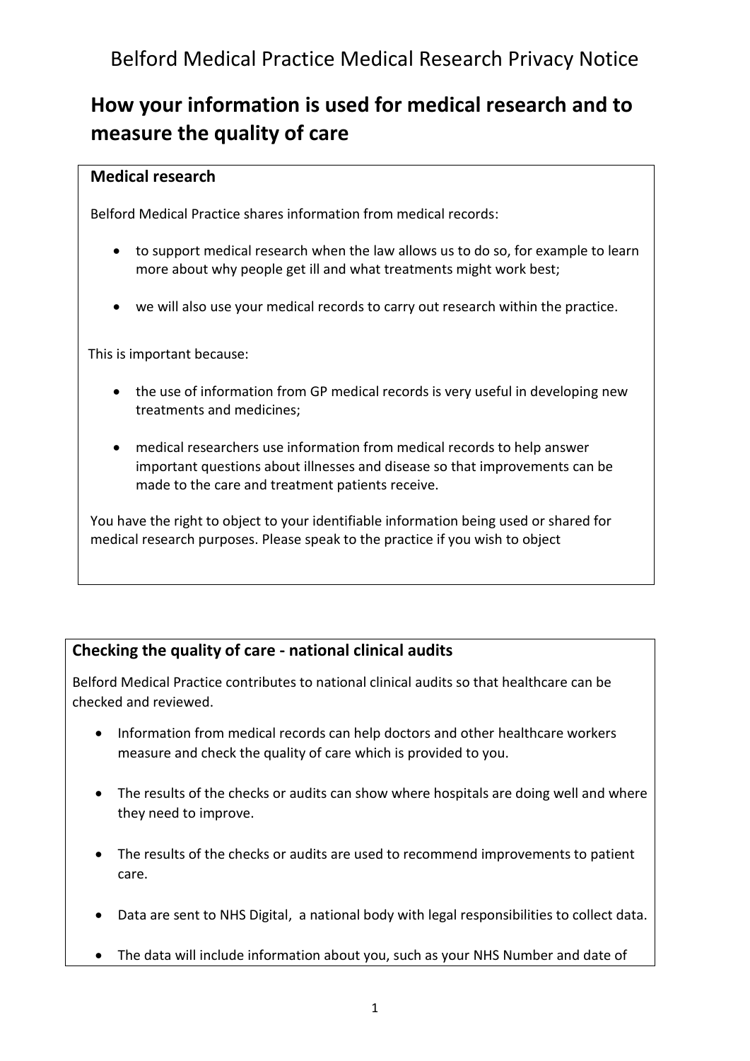Belford Medical Practice Medical Research Privacy Notice

# How your information is used for medical research and to measure the quality of care

## Medical research

Belford Medical Practice shares information from medical records:

- to support medical research when the law allows us to do so, for example to learn more about why people get ill and what treatments might work best;
- we will also use your medical records to carry out research within the practice.

This is important because:

- the use of information from GP medical records is very useful in developing new treatments and medicines;
- medical researchers use information from medical records to help answer important questions about illnesses and disease so that improvements can be made to the care and treatment patients receive.

You have the right to object to your identifiable information being used or shared for medical research purposes. Please speak to the practice if you wish to object

## Checking the quality of care - national clinical audits

Belford Medical Practice contributes to national clinical audits so that healthcare can be checked and reviewed.

- Information from medical records can help doctors and other healthcare workers measure and check the quality of care which is provided to you.
- The results of the checks or audits can show where hospitals are doing well and where they need to improve.
- The results of the checks or audits are used to recommend improvements to patient care.
- Data are sent to NHS Digital, a national body with legal responsibilities to collect data.
- The data will include information about you, such as your NHS Number and date of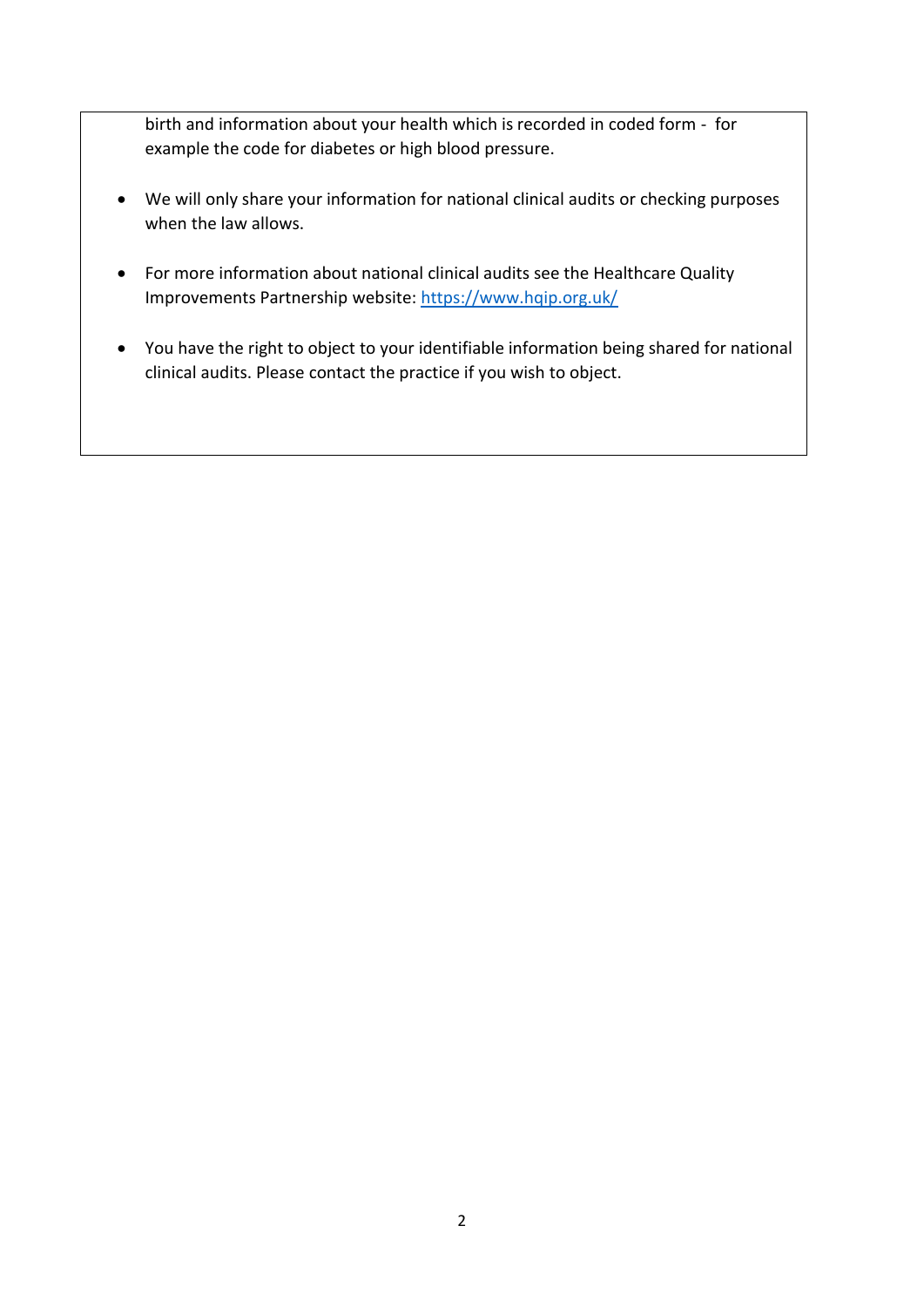birth and information about your health which is recorded in coded form - for example the code for diabetes or high blood pressure.

- We will only share your information for national clinical audits or checking purposes when the law allows.

- For more information about national clinical audits see the Healthcare Quality Improvements Partnership website: https://www.hqip.org.uk/

- You have the right to object to your identifiable information being shared for national clinical audits. Please contact the practice if you wish to object.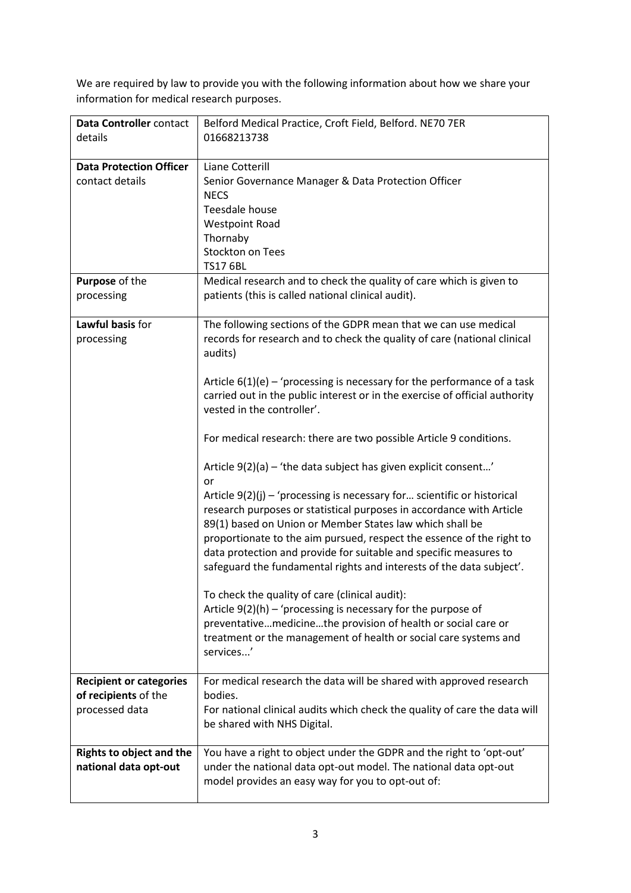We are required by law to provide you with the following information about how we share your information for medical research purposes.

| | |
|---|---|
| **Data Controller** contact details | Belford Medical Practice, Croft Field, Belford. NE70 7ER<br>01668213738 |
| **Data Protection Officer** contact details | Liane Cotterill<br>Senior Governance Manager & Data Protection Officer<br>NECS<br>Teesdale house<br>Westpoint Road<br>Thornaby<br>Stockton on Tees<br>TS17 6BL |
| **Purpose** of the processing | Medical research and to check the quality of care which is given to patients (this is called national clinical audit). |
| **Lawful basis** for processing | The following sections of the GDPR mean that we can use medical records for research and to check the quality of care (national clinical audits)<br><br>Article 6(1)(e) – 'processing is necessary for the performance of a task carried out in the public interest or in the exercise of official authority vested in the controller'.<br><br>For medical research: there are two possible Article 9 conditions.<br><br>Article 9(2)(a) – 'the data subject has given explicit consent…'<br>or<br>Article 9(2)(j) – 'processing is necessary for… scientific or historical research purposes or statistical purposes in accordance with Article 89(1) based on Union or Member States law which shall be proportionate to the aim pursued, respect the essence of the right to data protection and provide for suitable and specific measures to safeguard the fundamental rights and interests of the data subject'.<br><br>To check the quality of care (clinical audit):<br>Article 9(2)(h) – 'processing is necessary for the purpose of preventative…medicine…the provision of health or social care or treatment or the management of health or social care systems and services...' |
| **Recipient or categories of recipients** of the processed data | For medical research the data will be shared with approved research bodies.<br>For national clinical audits which check the quality of care the data will be shared with NHS Digital. |
| **Rights to object and the national data opt-out** | You have a right to object under the GDPR and the right to 'opt-out' under the national data opt-out model. The national data opt-out model provides an easy way for you to opt-out of: |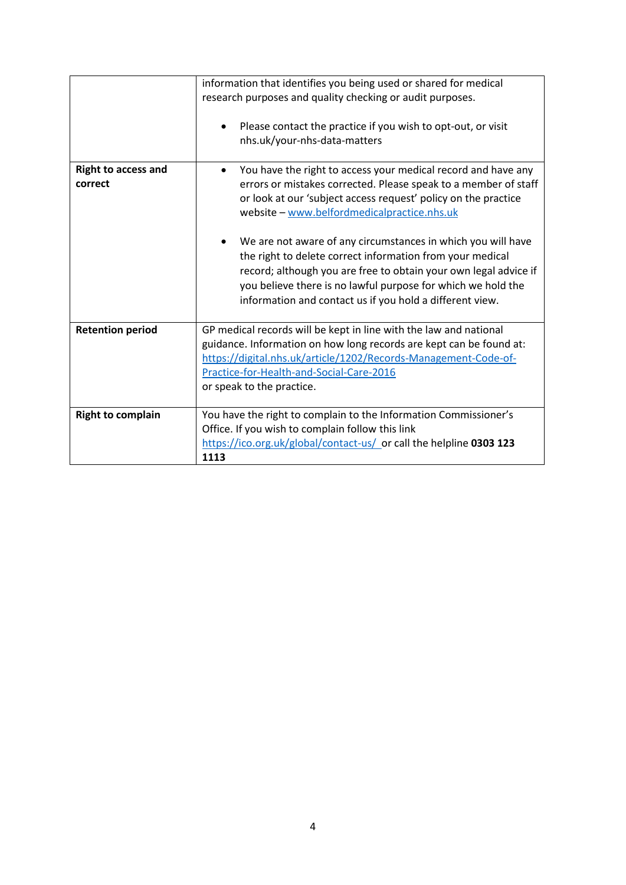| | |
|---|---|
| | information that identifies you being used or shared for medical research purposes and quality checking or audit purposes.<br><br>• Please contact the practice if you wish to opt-out, or visit nhs.uk/your-nhs-data-matters |
| **Right to access and correct** | • You have the right to access your medical record and have any errors or mistakes corrected. Please speak to a member of staff or look at our 'subject access request' policy on the practice website – www.belfordmedicalpractice.nhs.uk<br><br>• We are not aware of any circumstances in which you will have the right to delete correct information from your medical record; although you are free to obtain your own legal advice if you believe there is no lawful purpose for which we hold the information and contact us if you hold a different view. |
| **Retention period** | GP medical records will be kept in line with the law and national guidance. Information on how long records are kept can be found at: https://digital.nhs.uk/article/1202/Records-Management-Code-of-Practice-for-Health-and-Social-Care-2016<br>or speak to the practice. |
| **Right to complain** | You have the right to complain to the Information Commissioner's Office. If you wish to complain follow this link https://ico.org.uk/global/contact-us/ or call the helpline **0303 123 1113** |